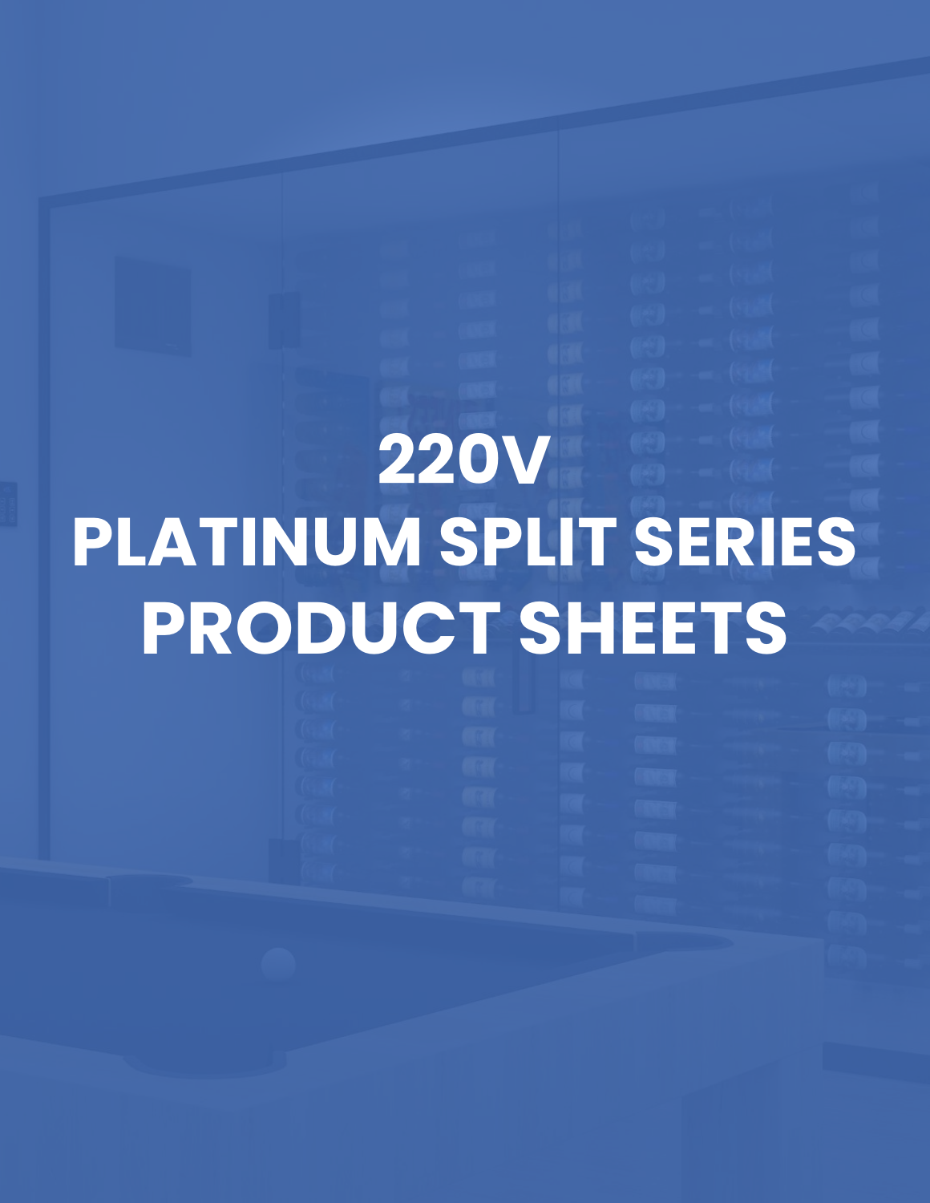# 220V
# PLATINUM SPLIT SERIES
# PRODUCT SHEETS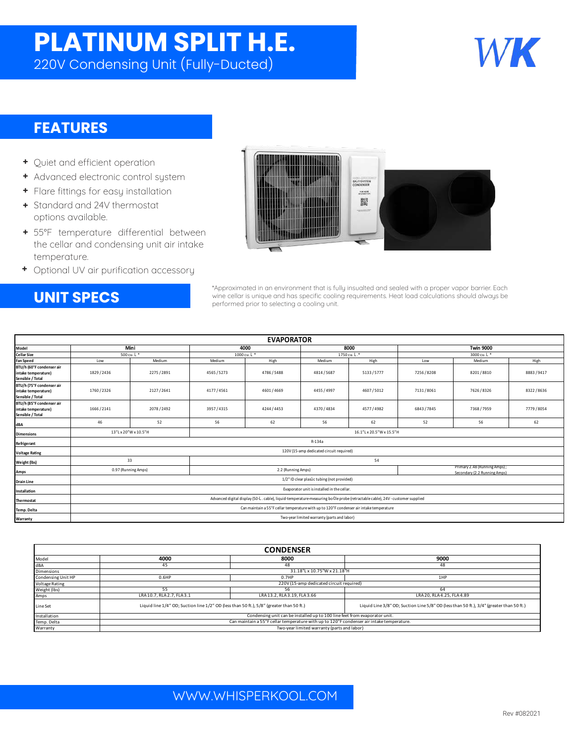# PLATINUM SPLIT H.E.

220V Condensing Unit (Fully-Ducted)

WK

## FEATURES

+ Quiet and efficient operation
+ Advanced electronic control system
+ Flare fittings for easy installation
+ Standard and 24V thermostat options available.
+ 55°F temperature differential between the cellar and condensing unit air intake temperature.
+ Optional UV air purification accessory

## UNIT SPECS

*Approximated in an environment that is fully insualted and sealed with a proper vapor barrier. Each wine cellar is unique and has specific cooling requirements. Heat load calculations should always be performed prior to selecting a cooling unit.

| EVAPORATOR | | | | | | | | | |
|---|---|---|---|---|---|---|---|---|---|
| Model | Mini | | 4000 | | 8000 | | Twin 9000 | | |
| Cellar Size | 500 cu. L * | | 1000 cu. L * | | 1750 cu. L * | | 3000 cu. L * | | |
| Fan Speed | Low | Medium | Medium | High | Medium | High | Low | Medium | High |
| BTU/h (60°F condenser air intake temperature) Sensible / Total | 1829 / 2436 | 2275 / 2891 | 4565 / 5273 | 4786 / 5488 | 4814 / 5687 | 5133 / 5777 | 7256 / 8208 | 8201 / 8810 | 8883 / 9417 |
| BTU/h (75°F condenser air intake temperature) Sensible / Total | 1760 / 2326 | 2127 / 2641 | 4177 / 4561 | 4601 / 4669 | 4455 / 4997 | 4607 / 5012 | 7131 / 8061 | 7626 / 8326 | 8322 / 8636 |
| BTU/h (85°F condenser air intake temperature) Sensible / Total | 1666 / 2141 | 2078 / 2492 | 3957 / 4315 | 4244 / 4453 | 4370 / 4834 | 4577 / 4982 | 6843 / 7845 | 7368 / 7959 | 7779 / 8054 |
| dBA | 46 | 52 | 56 | 62 | 56 | 62 | 52 | 56 | 62 |
| Dimensions | 13"L x 20"W x 10.5"H | | 16.1"L x 20.5"W x 15.5"H | | | | | | |
| Refrigerant | R-134a | | | | | | | | |
| Voltage Rating | 120V (15-amp dedicated circuit required) | | | | | | | | |
| Weight (lbs) | 33 | | 54 | | | | | | |
| Amps | 0.97 (Running Amps) | | 2.2 (Running Amps) | | | | Primary 2.48 (Running Amps); Secondary (2.2 Running Amps) | | |
| Drain Line | 1/2" ID clear plastic tubing (not provided) | | | | | | | | |
| Installation | Evaporator unit is installed in the cellar. | | | | | | | | |
| Thermostat | Advanced digital display (50-L . cable), liquid-temperature-measuring bottle probe (retractable cable), 24V - customer supplied | | | | | | | | |
| Temp. Delta | Can maintain a 55°F cellar temperature with up to 120°F condenser air intake temperature | | | | | | | | |
| Warranty | Two-year limited warranty (parts and labor) | | | | | | | | |

| CONDENSER | | | |
|---|---|---|---|
| Model | 4000 | 8000 | 9000 |
| dBA | 45 | 48 | 48 |
| Dimensions | 31.18"L x 10.75"W x 21.18"H | | |
| Condensing Unit HP | 0.6HP | 0.7HP | 1HP |
| Voltage Rating | 220V (15-amp dedicated circuit required) | | |
| Weight (lbs) | 55 | 56 | 64 |
| Amps | LRA 10.7, RLA 2.7, FLA 3.1 | LRA 13.2, RLA 3.19, FLA 3.66 | LRA 20, RLA 4.25, FLA 4.89 |
| Line Set | Liquid line 1/4" OD; Suction line 1/2" OD (less than 50 ft.), 5/8" (greater than 50 ft.) | | Liquid Line 3/8" OD; Suction Line 5/8" OD (less than 50 ft.), 3/4" (greater than 50 ft.) |
| Installation | Condensing unit can be installed up to 100 line feet from evaporator unit. | | |
| Temp. Delta | Can maintain a 55°F cellar temperature with up to 120°F condenser air intake temperature. | | |
| Warranty | Two-year limited warranty (parts and labor) | | |

WWW.WHISPERKOOL.COM

Rev #082021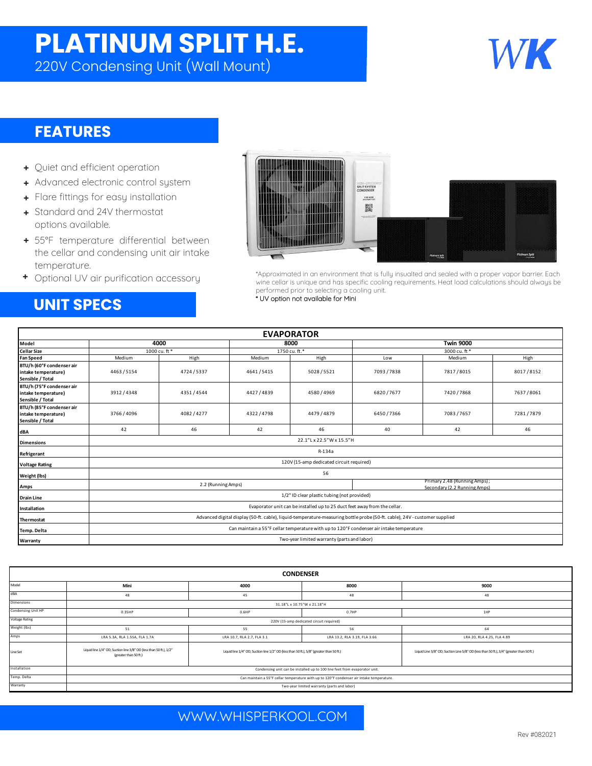# PLATINUM SPLIT H.E.

220V Condensing Unit (Wall Mount)

WK

## FEATURES

- Quiet and efficient operation
- Advanced electronic control system
- Flare fittings for easy installation
- Standard and 24V thermostat options available.
- 55°F temperature differential between the cellar and condensing unit air intake temperature.
- Optional UV air purification accessory

*Approximated in an environment that is fully insualted and sealed with a proper vapor barrier. Each wine cellar is unique and has specific cooling requirements. Heat load calculations should always be performed prior to selecting a cooling unit.
* UV option not available for Mini

## UNIT SPECS

| EVAPORATOR | | | | | | | |
|---|---|---|---|---|---|---|---|
| Model | 4000 | | 8000 | | Twin 9000 | | |
| Cellar Size | 1000 cu. ft * | | 1750 cu. ft.* | | 3000 cu. ft * | | |
| Fan Speed | Medium | High | Medium | High | Low | Medium | High |
| BTU/h (60°F condenser air intake temperature) Sensible / Total | 4463 / 5154 | 4724 / 5337 | 4641 / 5415 | 5028 / 5521 | 7093 / 7838 | 7817 / 8015 | 8017 / 8152 |
| BTU/h (75°F condenser air intake temperature) Sensible / Total | 3912 / 4348 | 4351 / 4544 | 4427 / 4839 | 4580 / 4969 | 6820 / 7677 | 7420 / 7868 | 7637 / 8061 |
| BTU/h (85°F condenser air intake temperature) Sensible / Total | 3766 / 4096 | 4082 / 4277 | 4322 / 4798 | 4479 / 4879 | 6450 / 7366 | 7083 / 7657 | 7281 / 7879 |
| dBA | 42 | 46 | 42 | 46 | 40 | 42 | 46 |
| Dimensions | 22.1"L x 22.5"W x 15.5"H | | | | | | |
| Refrigerant | R-134a | | | | | | |
| Voltage Rating | 120V (15-amp dedicated circuit required) | | | | | | |
| Weight (lbs) | 56 | | | | | | |
| Amps | 2.2 (Running Amps) | | | | Primary 2.48 (Running Amps); Secondary (2.2 Running Amps) | | |
| Drain Line | 1/2" ID clear plastic tubing (not provided) | | | | | | |
| Installation | Evaporator unit can be installed up to 25 duct feet away from the cellar. | | | | | | |
| Thermostat | Advanced digital display (50-ft. cable), liquid-temperature-measuring bottle probe (50-ft. cable), 24V - customer supplied | | | | | | |
| Temp. Delta | Can maintain a 55°F cellar temperature with up to 120°F condenser air intake temperature | | | | | | |
| Warranty | Two-year limited warranty (parts and labor) | | | | | | |

| CONDENSER | | | | |
|---|---|---|---|---|
| Model | Mini | 4000 | 8000 | 9000 |
| dBA | 48 | 45 | 48 | 48 |
| Dimensions | 31.18"L x 10.75"W x 21.18"H | | | |
| Condensing Unit HP | 0.35HP | 0.6HP | 0.7HP | 1HP |
| Voltage Rating | 220V (15-amp dedicated circuit required) | | | |
| Weight (lbs) | 51 | 55 | 56 | 64 |
| Amps | LRA 5.3A, RLA 1.55A, FLA 1.7A | LRA 10.7, RLA 2.7, FLA 3.1 | LRA 13.2, RLA 3.19, FLA 3.66 | LRA 20, RLA 4.25, FLA 4.89 |
| Line Set | Liquid line 1/4" OD; Suction line 3/8" OD (less than 50 ft.), 1/2" (greater than 50 ft.) | Liquid line 1/4" OD; Suction line 1/2" OD (less than 50 ft.), 5/8" (greater than 50 ft.) | | Liquid Line 3/8" OD; Suction Line 5/8" OD (less than 50 ft.), 3/4" (greater than 50 ft.) |
| Installation | Condensing unit can be installed up to 100 line feet from evaporator unit. | | | |
| Temp. Delta | Can maintain a 55°F cellar temperature with up to 120°F condenser air intake temperature. | | | |
| Warranty | Two-year limited warranty (parts and labor) | | | |

WWW.WHISPERKOOL.COM

Rev #082021